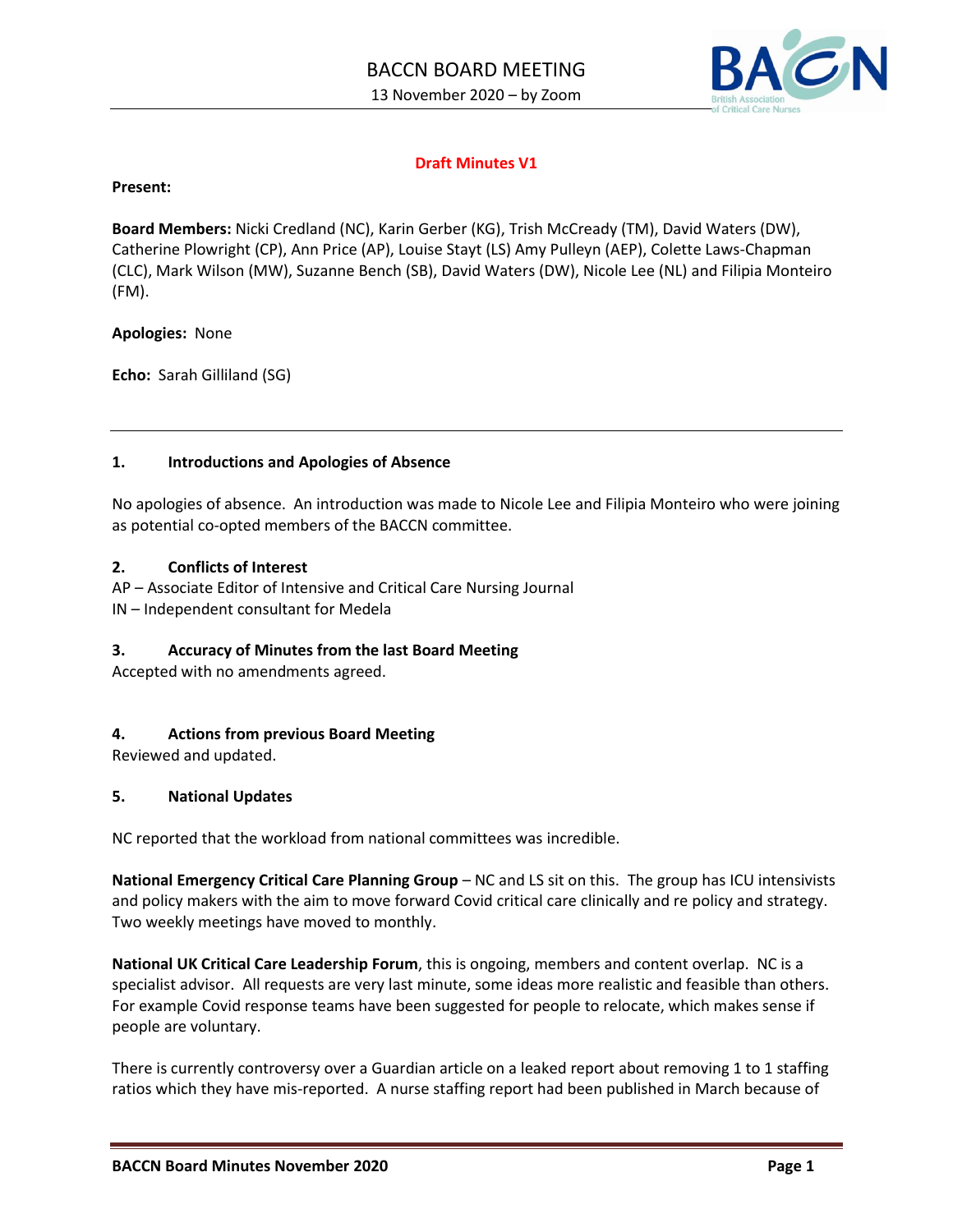# BACCN BOARD MEETING

13 November 2020 – by Zoom

**Draft Minutes V1**

**Present:**

**Board Members:** Nicki Credland (NC), Karin Gerber (KG), Trish McCready (TM), David Waters (DW), Catherine Plowright (CP), Ann Price (AP), Louise Stayt (LS) Amy Pulleyn (AEP), Colette Laws-Chapman (CLC), Mark Wilson (MW), Suzanne Bench (SB), David Waters (DW), Nicole Lee (NL) and Filipia Monteiro (FM).

**Apologies:** None

**Echo:** Sarah Gilliland (SG)

---

## 1. Introductions and Apologies of Absence

No apologies of absence. An introduction was made to Nicole Lee and Filipia Monteiro who were joining as potential co-opted members of the BACCN committee.

## 2. Conflicts of Interest

AP – Associate Editor of Intensive and Critical Care Nursing Journal
IN – Independent consultant for Medela

## 3. Accuracy of Minutes from the last Board Meeting

Accepted with no amendments agreed.

## 4. Actions from previous Board Meeting

Reviewed and updated.

## 5. National Updates

NC reported that the workload from national committees was incredible.

**National Emergency Critical Care Planning Group** – NC and LS sit on this. The group has ICU intensivists and policy makers with the aim to move forward Covid critical care clinically and re policy and strategy. Two weekly meetings have moved to monthly.

**National UK Critical Care Leadership Forum**, this is ongoing, members and content overlap. NC is a specialist advisor. All requests are very last minute, some ideas more realistic and feasible than others. For example Covid response teams have been suggested for people to relocate, which makes sense if people are voluntary.

There is currently controversy over a Guardian article on a leaked report about removing 1 to 1 staffing ratios which they have mis-reported. A nurse staffing report had been published in March because of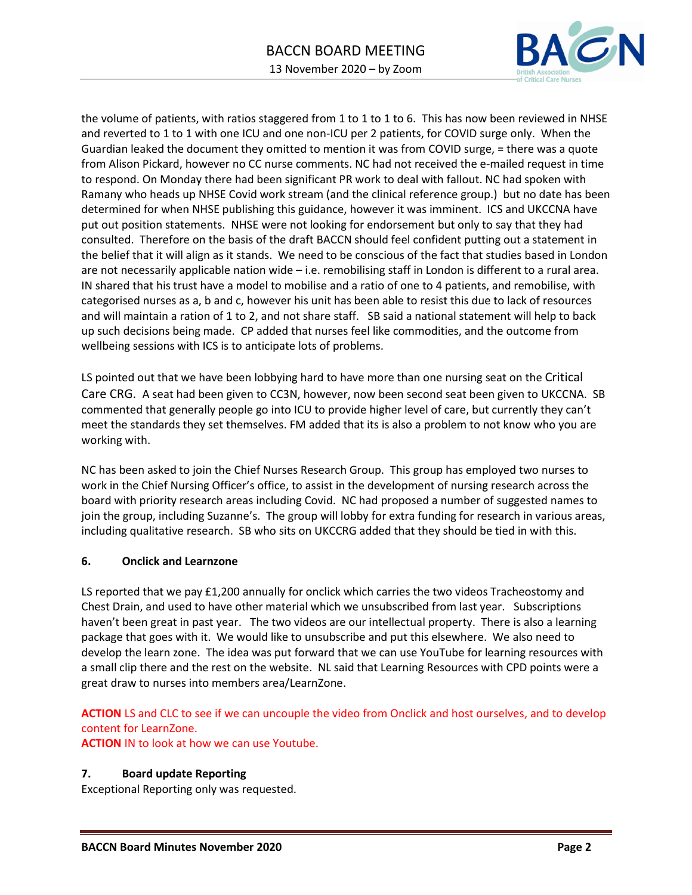the volume of patients, with ratios staggered from 1 to 1 to 1 to 6. This has now been reviewed in NHSE and reverted to 1 to 1 with one ICU and one non-ICU per 2 patients, for COVID surge only. When the Guardian leaked the document they omitted to mention it was from COVID surge, = there was a quote from Alison Pickard, however no CC nurse comments. NC had not received the e-mailed request in time to respond. On Monday there had been significant PR work to deal with fallout. NC had spoken with Ramany who heads up NHSE Covid work stream (and the clinical reference group.) but no date has been determined for when NHSE publishing this guidance, however it was imminent. ICS and UKCCNA have put out position statements. NHSE were not looking for endorsement but only to say that they had consulted. Therefore on the basis of the draft BACCN should feel confident putting out a statement in the belief that it will align as it stands. We need to be conscious of the fact that studies based in London are not necessarily applicable nation wide – i.e. remobilising staff in London is different to a rural area. IN shared that his trust have a model to mobilise and a ratio of one to 4 patients, and remobilise, with categorised nurses as a, b and c, however his unit has been able to resist this due to lack of resources and will maintain a ration of 1 to 2, and not share staff. SB said a national statement will help to back up such decisions being made. CP added that nurses feel like commodities, and the outcome from wellbeing sessions with ICS is to anticipate lots of problems.

LS pointed out that we have been lobbying hard to have more than one nursing seat on the Critical Care CRG. A seat had been given to CC3N, however, now been second seat been given to UKCCNA. SB commented that generally people go into ICU to provide higher level of care, but currently they can't meet the standards they set themselves. FM added that its is also a problem to not know who you are working with.

NC has been asked to join the Chief Nurses Research Group. This group has employed two nurses to work in the Chief Nursing Officer's office, to assist in the development of nursing research across the board with priority research areas including Covid. NC had proposed a number of suggested names to join the group, including Suzanne's. The group will lobby for extra funding for research in various areas, including qualitative research. SB who sits on UKCCRG added that they should be tied in with this.

## 6. Onclick and Learnzone

LS reported that we pay £1,200 annually for onclick which carries the two videos Tracheostomy and Chest Drain, and used to have other material which we unsubscribed from last year. Subscriptions haven't been great in past year. The two videos are our intellectual property. There is also a learning package that goes with it. We would like to unsubscribe and put this elsewhere. We also need to develop the learn zone. The idea was put forward that we can use YouTube for learning resources with a small clip there and the rest on the website. NL said that Learning Resources with CPD points were a great draw to nurses into members area/LearnZone.

**ACTION** LS and CLC to see if we can uncouple the video from Onclick and host ourselves, and to develop content for LearnZone.
**ACTION** IN to look at how we can use Youtube.

## 7. Board update Reporting

Exceptional Reporting only was requested.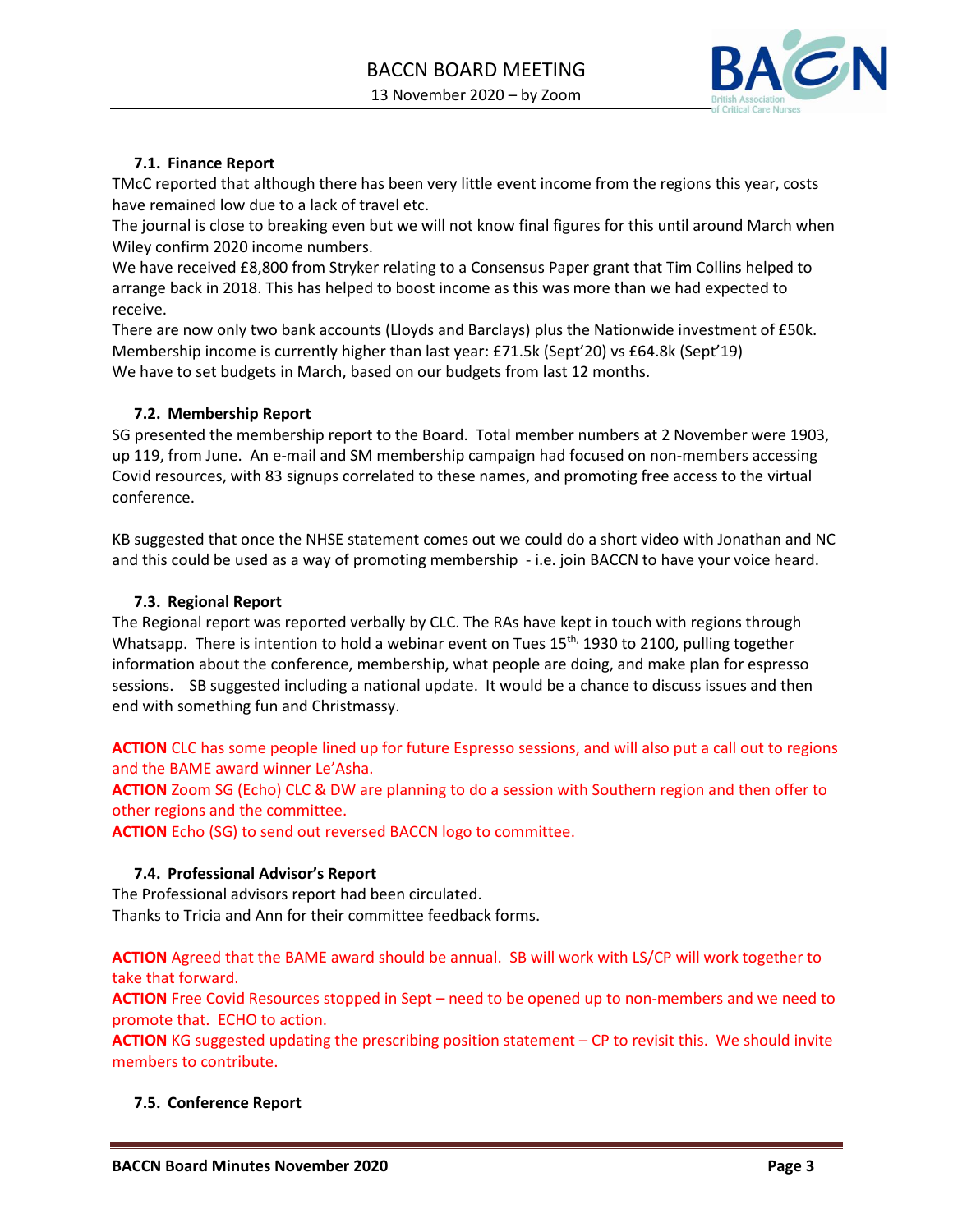### 7.1. Finance Report

TMcC reported that although there has been very little event income from the regions this year, costs have remained low due to a lack of travel etc.
The journal is close to breaking even but we will not know final figures for this until around March when Wiley confirm 2020 income numbers.
We have received £8,800 from Stryker relating to a Consensus Paper grant that Tim Collins helped to arrange back in 2018. This has helped to boost income as this was more than we had expected to receive.
There are now only two bank accounts (Lloyds and Barclays) plus the Nationwide investment of £50k.
Membership income is currently higher than last year: £71.5k (Sept'20) vs £64.8k (Sept'19)
We have to set budgets in March, based on our budgets from last 12 months.

### 7.2. Membership Report

SG presented the membership report to the Board. Total member numbers at 2 November were 1903, up 119, from June. An e-mail and SM membership campaign had focused on non-members accessing Covid resources, with 83 signups correlated to these names, and promoting free access to the virtual conference.

KB suggested that once the NHSE statement comes out we could do a short video with Jonathan and NC and this could be used as a way of promoting membership - i.e. join BACCN to have your voice heard.

### 7.3. Regional Report

The Regional report was reported verbally by CLC. The RAs have kept in touch with regions through Whatsapp. There is intention to hold a webinar event on Tues 15th, 1930 to 2100, pulling together information about the conference, membership, what people are doing, and make plan for espresso sessions. SB suggested including a national update. It would be a chance to discuss issues and then end with something fun and Christmassy.

**ACTION** CLC has some people lined up for future Espresso sessions, and will also put a call out to regions and the BAME award winner Le'Asha.
**ACTION** Zoom SG (Echo) CLC & DW are planning to do a session with Southern region and then offer to other regions and the committee.
**ACTION** Echo (SG) to send out reversed BACCN logo to committee.

### 7.4. Professional Advisor's Report

The Professional advisors report had been circulated.
Thanks to Tricia and Ann for their committee feedback forms.

**ACTION** Agreed that the BAME award should be annual. SB will work with LS/CP will work together to take that forward.
**ACTION** Free Covid Resources stopped in Sept – need to be opened up to non-members and we need to promote that. ECHO to action.
**ACTION** KG suggested updating the prescribing position statement – CP to revisit this. We should invite members to contribute.

### 7.5. Conference Report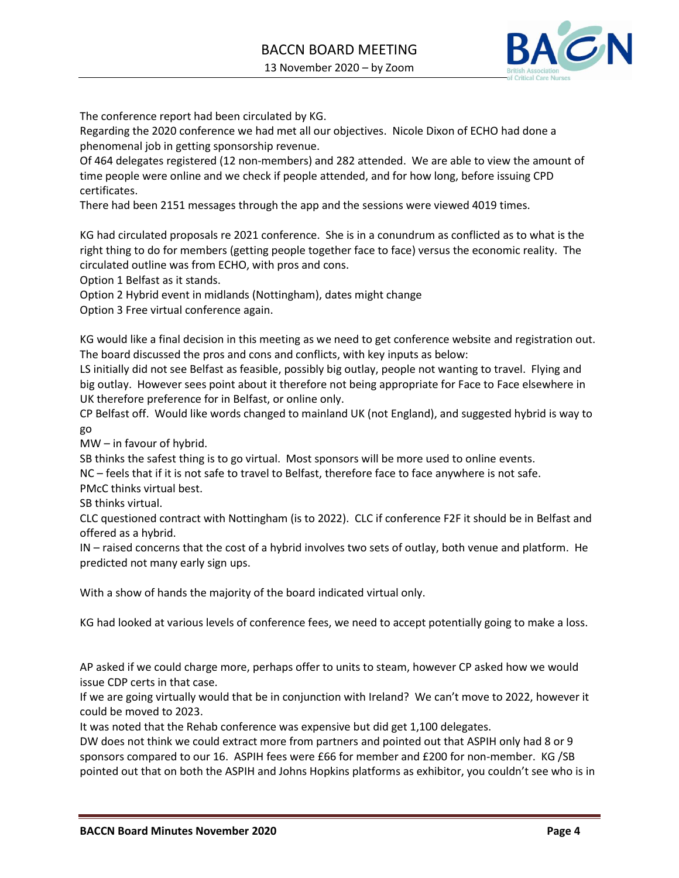The conference report had been circulated by KG.
Regarding the 2020 conference we had met all our objectives. Nicole Dixon of ECHO had done a phenomenal job in getting sponsorship revenue.
Of 464 delegates registered (12 non-members) and 282 attended. We are able to view the amount of time people were online and we check if people attended, and for how long, before issuing CPD certificates.
There had been 2151 messages through the app and the sessions were viewed 4019 times.

KG had circulated proposals re 2021 conference. She is in a conundrum as conflicted as to what is the right thing to do for members (getting people together face to face) versus the economic reality. The circulated outline was from ECHO, with pros and cons.
Option 1 Belfast as it stands.
Option 2 Hybrid event in midlands (Nottingham), dates might change
Option 3 Free virtual conference again.

KG would like a final decision in this meeting as we need to get conference website and registration out. The board discussed the pros and cons and conflicts, with key inputs as below:
LS initially did not see Belfast as feasible, possibly big outlay, people not wanting to travel. Flying and big outlay. However sees point about it therefore not being appropriate for Face to Face elsewhere in UK therefore preference for in Belfast, or online only.
CP Belfast off. Would like words changed to mainland UK (not England), and suggested hybrid is way to go
MW – in favour of hybrid.
SB thinks the safest thing is to go virtual. Most sponsors will be more used to online events.
NC – feels that if it is not safe to travel to Belfast, therefore face to face anywhere is not safe.
PMcC thinks virtual best.
SB thinks virtual.
CLC questioned contract with Nottingham (is to 2022). CLC if conference F2F it should be in Belfast and offered as a hybrid.
IN – raised concerns that the cost of a hybrid involves two sets of outlay, both venue and platform. He predicted not many early sign ups.

With a show of hands the majority of the board indicated virtual only.

KG had looked at various levels of conference fees, we need to accept potentially going to make a loss.

AP asked if we could charge more, perhaps offer to units to steam, however CP asked how we would issue CDP certs in that case.
If we are going virtually would that be in conjunction with Ireland? We can't move to 2022, however it could be moved to 2023.
It was noted that the Rehab conference was expensive but did get 1,100 delegates.
DW does not think we could extract more from partners and pointed out that ASPIH only had 8 or 9 sponsors compared to our 16. ASPIH fees were £66 for member and £200 for non-member. KG /SB pointed out that on both the ASPIH and Johns Hopkins platforms as exhibitor, you couldn't see who is in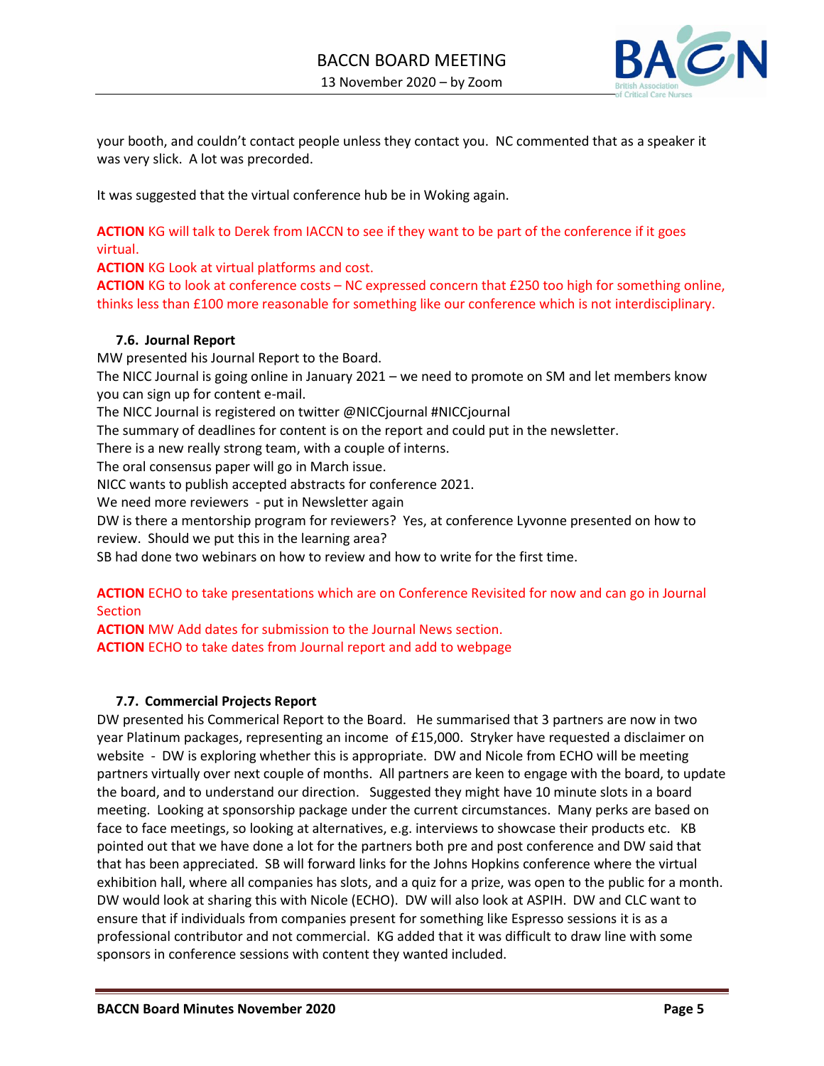your booth, and couldn't contact people unless they contact you. NC commented that as a speaker it was very slick. A lot was precorded.

It was suggested that the virtual conference hub be in Woking again.

**ACTION** KG will talk to Derek from IACCN to see if they want to be part of the conference if it goes virtual.

**ACTION** KG Look at virtual platforms and cost.

**ACTION** KG to look at conference costs – NC expressed concern that £250 too high for something online, thinks less than £100 more reasonable for something like our conference which is not interdisciplinary.

### 7.6. Journal Report

MW presented his Journal Report to the Board.

The NICC Journal is going online in January 2021 – we need to promote on SM and let members know you can sign up for content e-mail.

The NICC Journal is registered on twitter @NICCjournal #NICCjournal

The summary of deadlines for content is on the report and could put in the newsletter.

There is a new really strong team, with a couple of interns.

The oral consensus paper will go in March issue.

NICC wants to publish accepted abstracts for conference 2021.

We need more reviewers - put in Newsletter again

DW is there a mentorship program for reviewers? Yes, at conference Lyvonne presented on how to review. Should we put this in the learning area?

SB had done two webinars on how to review and how to write for the first time.

**ACTION** ECHO to take presentations which are on Conference Revisited for now and can go in Journal Section

**ACTION** MW Add dates for submission to the Journal News section.

**ACTION** ECHO to take dates from Journal report and add to webpage

### 7.7. Commercial Projects Report

DW presented his Commerical Report to the Board. He summarised that 3 partners are now in two year Platinum packages, representing an income of £15,000. Stryker have requested a disclaimer on website - DW is exploring whether this is appropriate. DW and Nicole from ECHO will be meeting partners virtually over next couple of months. All partners are keen to engage with the board, to update the board, and to understand our direction. Suggested they might have 10 minute slots in a board meeting. Looking at sponsorship package under the current circumstances. Many perks are based on face to face meetings, so looking at alternatives, e.g. interviews to showcase their products etc. KB pointed out that we have done a lot for the partners both pre and post conference and DW said that that has been appreciated. SB will forward links for the Johns Hopkins conference where the virtual exhibition hall, where all companies has slots, and a quiz for a prize, was open to the public for a month. DW would look at sharing this with Nicole (ECHO). DW will also look at ASPIH. DW and CLC want to ensure that if individuals from companies present for something like Espresso sessions it is as a professional contributor and not commercial. KG added that it was difficult to draw line with some sponsors in conference sessions with content they wanted included.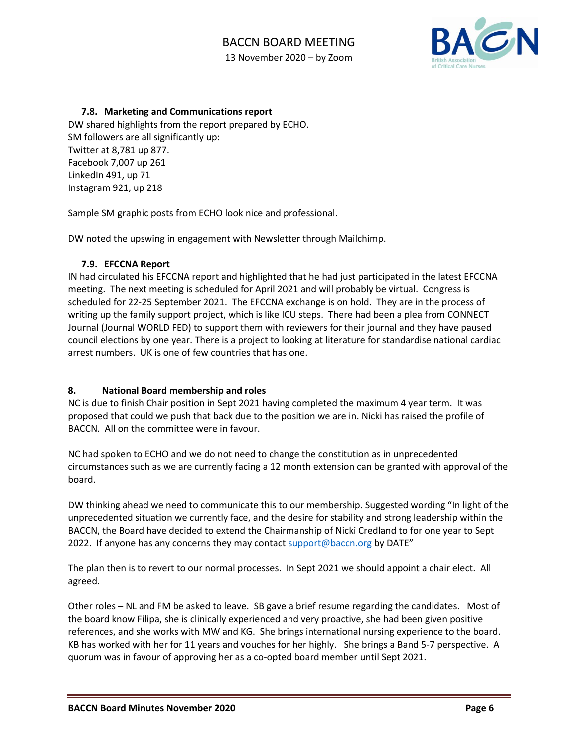### 7.8. Marketing and Communications report

DW shared highlights from the report prepared by ECHO.
SM followers are all significantly up:
Twitter at 8,781 up 877.
Facebook 7,007 up 261
LinkedIn 491, up 71
Instagram 921, up 218

Sample SM graphic posts from ECHO look nice and professional.

DW noted the upswing in engagement with Newsletter through Mailchimp.

### 7.9. EFCCNA Report

IN had circulated his EFCCNA report and highlighted that he had just participated in the latest EFCCNA meeting. The next meeting is scheduled for April 2021 and will probably be virtual. Congress is scheduled for 22-25 September 2021. The EFCCNA exchange is on hold. They are in the process of writing up the family support project, which is like ICU steps. There had been a plea from CONNECT Journal (Journal WORLD FED) to support them with reviewers for their journal and they have paused council elections by one year. There is a project to looking at literature for standardise national cardiac arrest numbers. UK is one of few countries that has one.

## 8. National Board membership and roles

NC is due to finish Chair position in Sept 2021 having completed the maximum 4 year term. It was proposed that could we push that back due to the position we are in. Nicki has raised the profile of BACCN. All on the committee were in favour.

NC had spoken to ECHO and we do not need to change the constitution as in unprecedented circumstances such as we are currently facing a 12 month extension can be granted with approval of the board.

DW thinking ahead we need to communicate this to our membership. Suggested wording "In light of the unprecedented situation we currently face, and the desire for stability and strong leadership within the BACCN, the Board have decided to extend the Chairmanship of Nicki Credland to for one year to Sept 2022. If anyone has any concerns they may contact [support@baccn.org](mailto:support@baccn.org) by DATE"

The plan then is to revert to our normal processes. In Sept 2021 we should appoint a chair elect. All agreed.

Other roles – NL and FM be asked to leave. SB gave a brief resume regarding the candidates. Most of the board know Filipa, she is clinically experienced and very proactive, she had been given positive references, and she works with MW and KG. She brings international nursing experience to the board. KB has worked with her for 11 years and vouches for her highly. She brings a Band 5-7 perspective. A quorum was in favour of approving her as a co-opted board member until Sept 2021.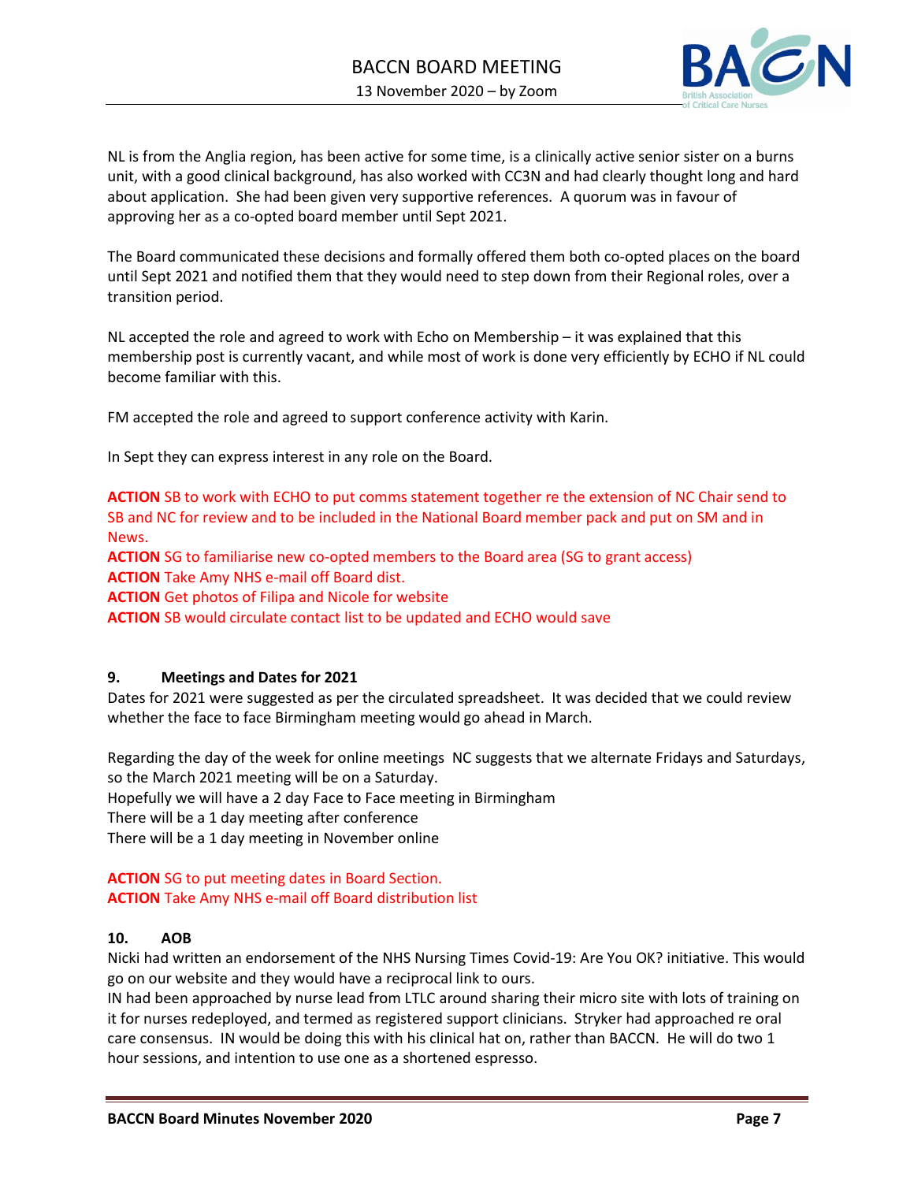NL is from the Anglia region, has been active for some time, is a clinically active senior sister on a burns unit, with a good clinical background, has also worked with CC3N and had clearly thought long and hard about application. She had been given very supportive references. A quorum was in favour of approving her as a co-opted board member until Sept 2021.

The Board communicated these decisions and formally offered them both co-opted places on the board until Sept 2021 and notified them that they would need to step down from their Regional roles, over a transition period.

NL accepted the role and agreed to work with Echo on Membership – it was explained that this membership post is currently vacant, and while most of work is done very efficiently by ECHO if NL could become familiar with this.

FM accepted the role and agreed to support conference activity with Karin.

In Sept they can express interest in any role on the Board.

**ACTION** SB to work with ECHO to put comms statement together re the extension of NC Chair send to SB and NC for review and to be included in the National Board member pack and put on SM and in News.
**ACTION** SG to familiarise new co-opted members to the Board area (SG to grant access)
**ACTION** Take Amy NHS e-mail off Board dist.
**ACTION** Get photos of Filipa and Nicole for website
**ACTION** SB would circulate contact list to be updated and ECHO would save

## 9. Meetings and Dates for 2021

Dates for 2021 were suggested as per the circulated spreadsheet. It was decided that we could review whether the face to face Birmingham meeting would go ahead in March.

Regarding the day of the week for online meetings NC suggests that we alternate Fridays and Saturdays, so the March 2021 meeting will be on a Saturday.
Hopefully we will have a 2 day Face to Face meeting in Birmingham
There will be a 1 day meeting after conference
There will be a 1 day meeting in November online

**ACTION** SG to put meeting dates in Board Section.
**ACTION** Take Amy NHS e-mail off Board distribution list

## 10. AOB

Nicki had written an endorsement of the NHS Nursing Times Covid-19: Are You OK? initiative. This would go on our website and they would have a reciprocal link to ours.
IN had been approached by nurse lead from LTLC around sharing their micro site with lots of training on it for nurses redeployed, and termed as registered support clinicians. Stryker had approached re oral care consensus. IN would be doing this with his clinical hat on, rather than BACCN. He will do two 1 hour sessions, and intention to use one as a shortened espresso.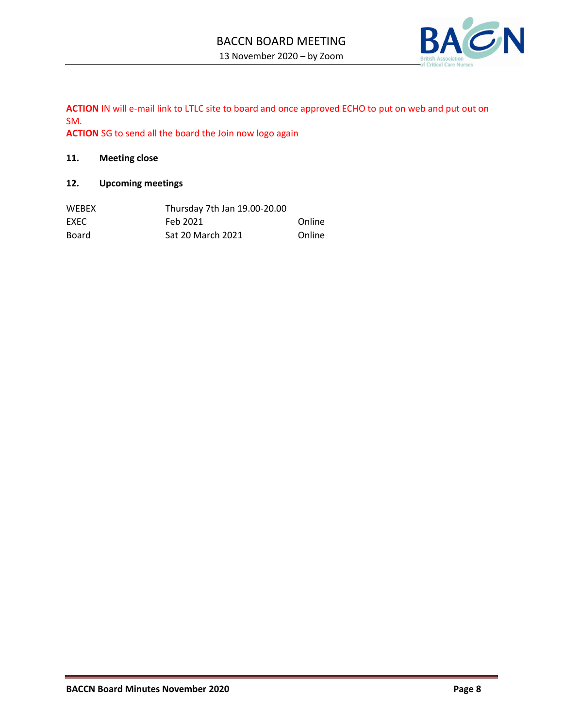**ACTION** IN will e-mail link to LTLC site to board and once approved ECHO to put on web and put out on SM.

**ACTION** SG to send all the board the Join now logo again

**11. Meeting close**

**12. Upcoming meetings**

| | | |
|---|---|---|
| WEBEX | Thursday 7th Jan 19.00-20.00 | |
| EXEC | Feb 2021 | Online |
| Board | Sat 20 March 2021 | Online |